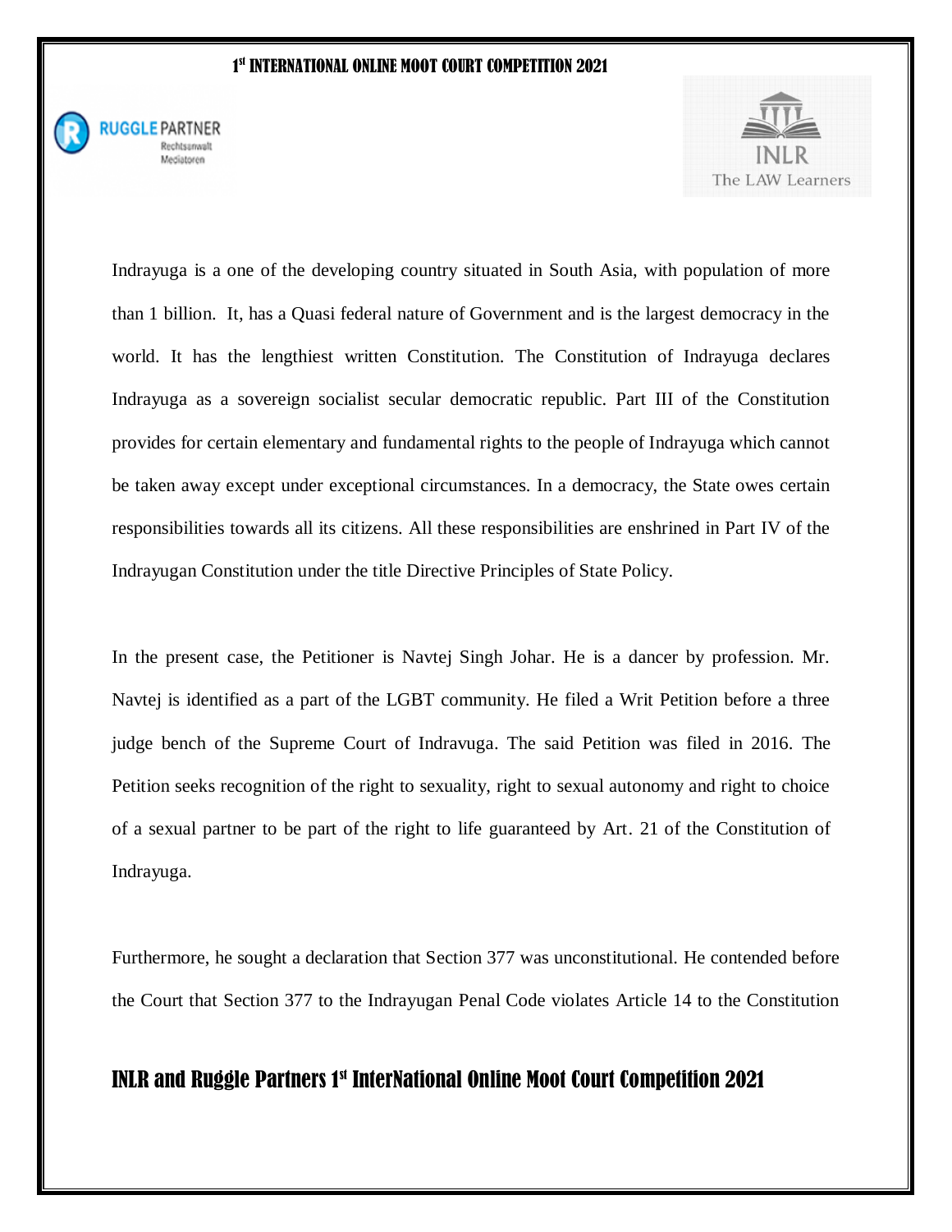Indrayuga is a one of the developing country situated in South Asia, with population of more than 1 billion. It, has a Quasi federal nature of Government and is the largest democracy in the world. It has the lengthiest written Constitution. The Constitution of Indrayuga declares Indrayuga as a sovereign socialist secular democratic republic. Part III of the Constitution provides for certain elementary and fundamental rights to the people of Indrayuga which cannot be taken away except under exceptional circumstances. In a democracy, the State owes certain responsibilities towards all its citizens. All these responsibilities are enshrined in Part IV of the Indrayugan Constitution under the title Directive Principles of State Policy.

In the present case, the Petitioner is Navtej Singh Johar. He is a dancer by profession. Mr. Navtej is identified as a part of the LGBT community. He filed a Writ Petition before a three judge bench of the Supreme Court of Indravuga. The said Petition was filed in 2016. The Petition seeks recognition of the right to sexuality, right to sexual autonomy and right to choice of a sexual partner to be part of the right to life guaranteed by Art. 21 of the Constitution of Indrayuga.

Furthermore, he sought a declaration that Section 377 was unconstitutional. He contended before the Court that Section 377 to the Indrayugan Penal Code violates Article 14 to the Constitution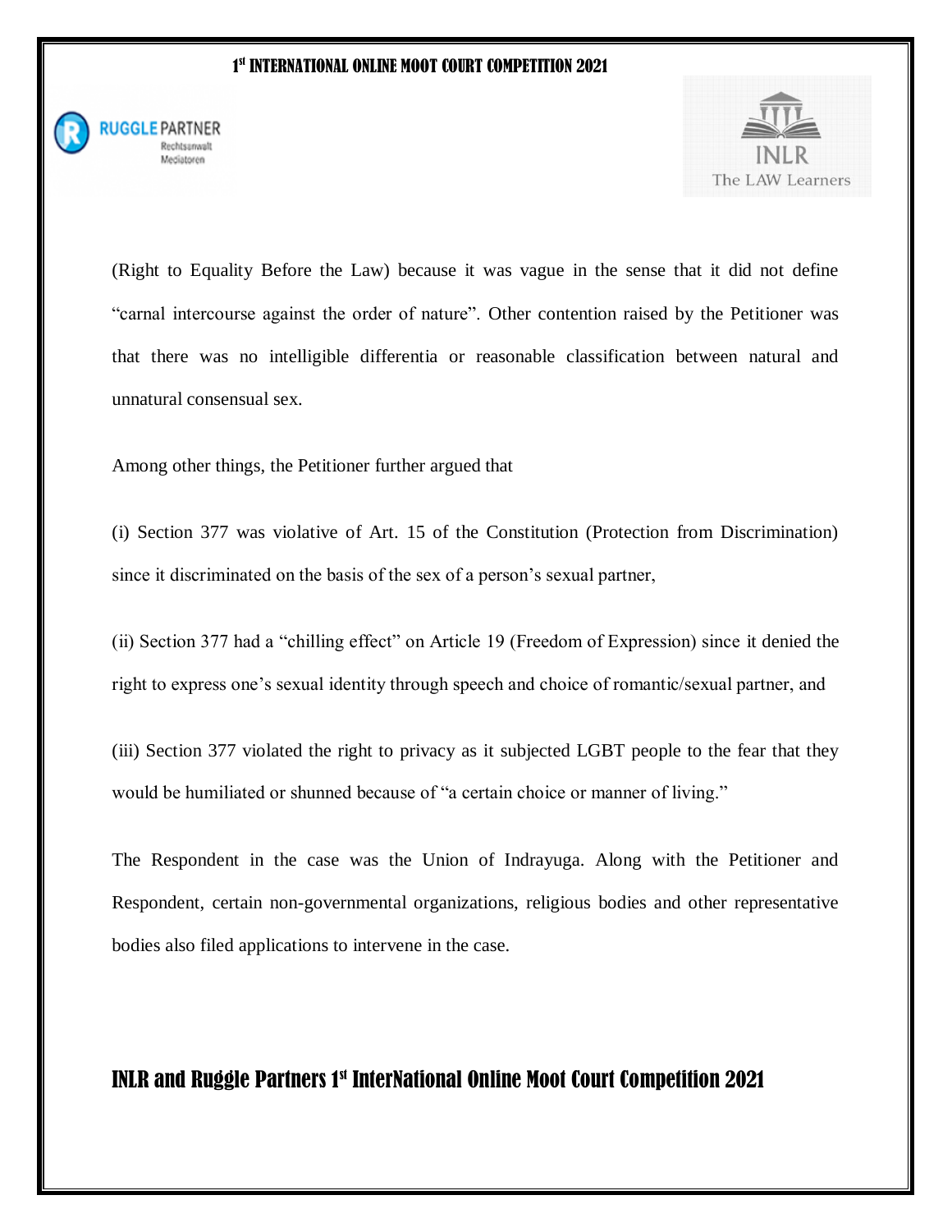(Right to Equality Before the Law) because it was vague in the sense that it did not define "carnal intercourse against the order of nature". Other contention raised by the Petitioner was that there was no intelligible differentia or reasonable classification between natural and unnatural consensual sex.

Among other things, the Petitioner further argued that

(i) Section 377 was violative of Art. 15 of the Constitution (Protection from Discrimination) since it discriminated on the basis of the sex of a person's sexual partner,

(ii) Section 377 had a "chilling effect" on Article 19 (Freedom of Expression) since it denied the right to express one's sexual identity through speech and choice of romantic/sexual partner, and

(iii) Section 377 violated the right to privacy as it subjected LGBT people to the fear that they would be humiliated or shunned because of "a certain choice or manner of living."

The Respondent in the case was the Union of Indrayuga. Along with the Petitioner and Respondent, certain non-governmental organizations, religious bodies and other representative bodies also filed applications to intervene in the case.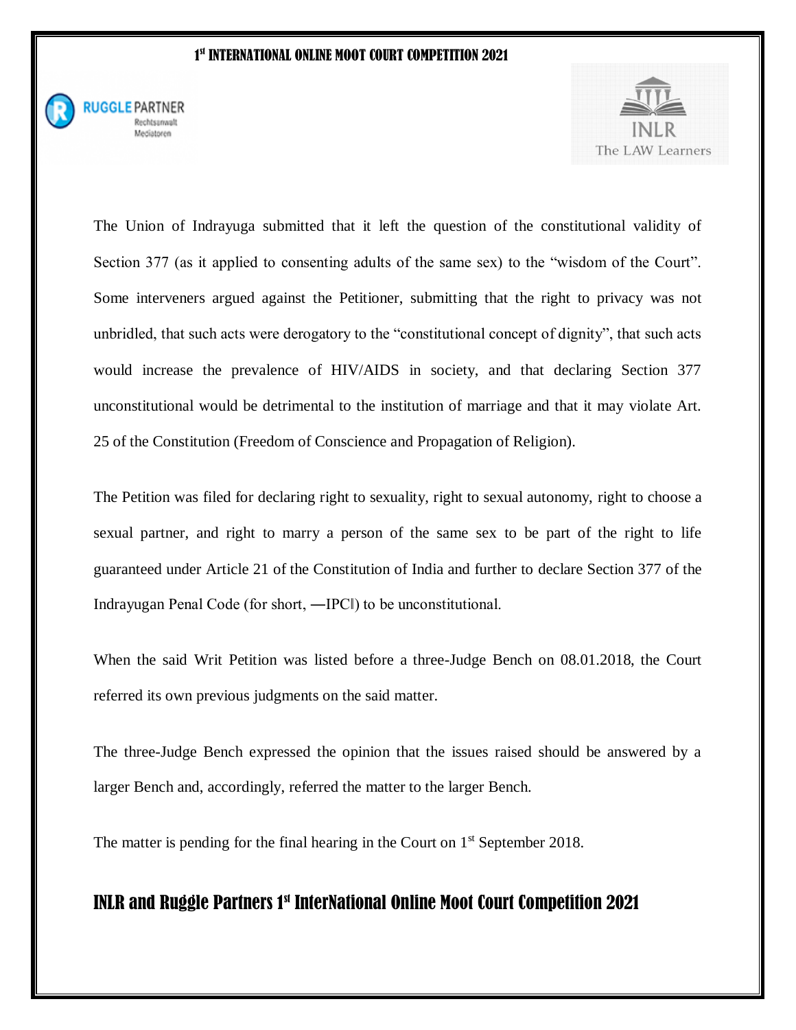The Union of Indrayuga submitted that it left the question of the constitutional validity of Section 377 (as it applied to consenting adults of the same sex) to the "wisdom of the Court". Some interveners argued against the Petitioner, submitting that the right to privacy was not unbridled, that such acts were derogatory to the "constitutional concept of dignity", that such acts would increase the prevalence of HIV/AIDS in society, and that declaring Section 377 unconstitutional would be detrimental to the institution of marriage and that it may violate Art. 25 of the Constitution (Freedom of Conscience and Propagation of Religion).

The Petition was filed for declaring right to sexuality, right to sexual autonomy, right to choose a sexual partner, and right to marry a person of the same sex to be part of the right to life guaranteed under Article 21 of the Constitution of India and further to declare Section 377 of the Indrayugan Penal Code (for short, ―IPC‖) to be unconstitutional.

When the said Writ Petition was listed before a three-Judge Bench on 08.01.2018, the Court referred its own previous judgments on the said matter.

The three-Judge Bench expressed the opinion that the issues raised should be answered by a larger Bench and, accordingly, referred the matter to the larger Bench.

The matter is pending for the final hearing in the Court on 1st September 2018.

## INLR and Ruggle Partners 1st InterNational Online Moot Court Competition 2021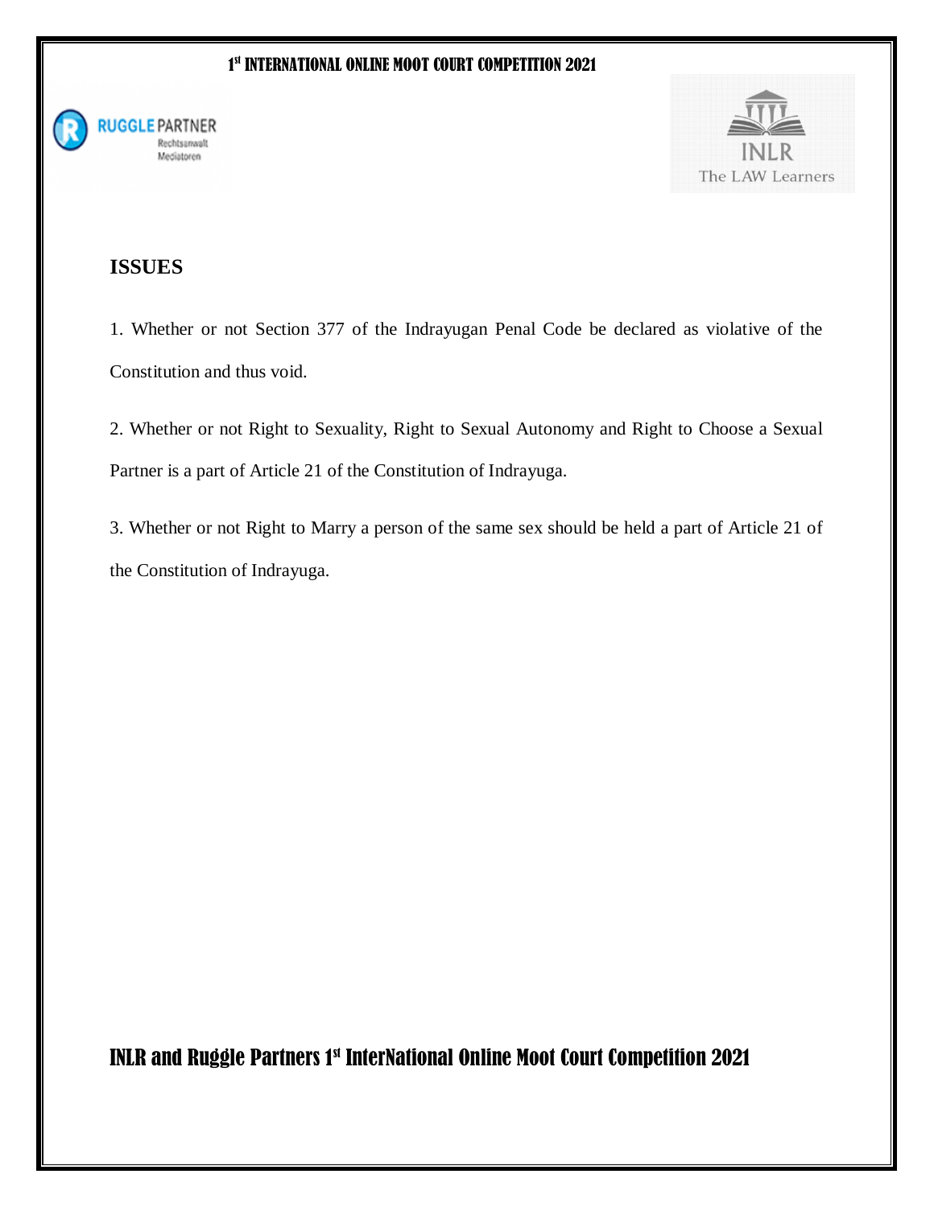## ISSUES

1. Whether or not Section 377 of the Indrayugan Penal Code be declared as violative of the Constitution and thus void.

2. Whether or not Right to Sexuality, Right to Sexual Autonomy and Right to Choose a Sexual Partner is a part of Article 21 of the Constitution of Indrayuga.

3. Whether or not Right to Marry a person of the same sex should be held a part of Article 21 of the Constitution of Indrayuga.